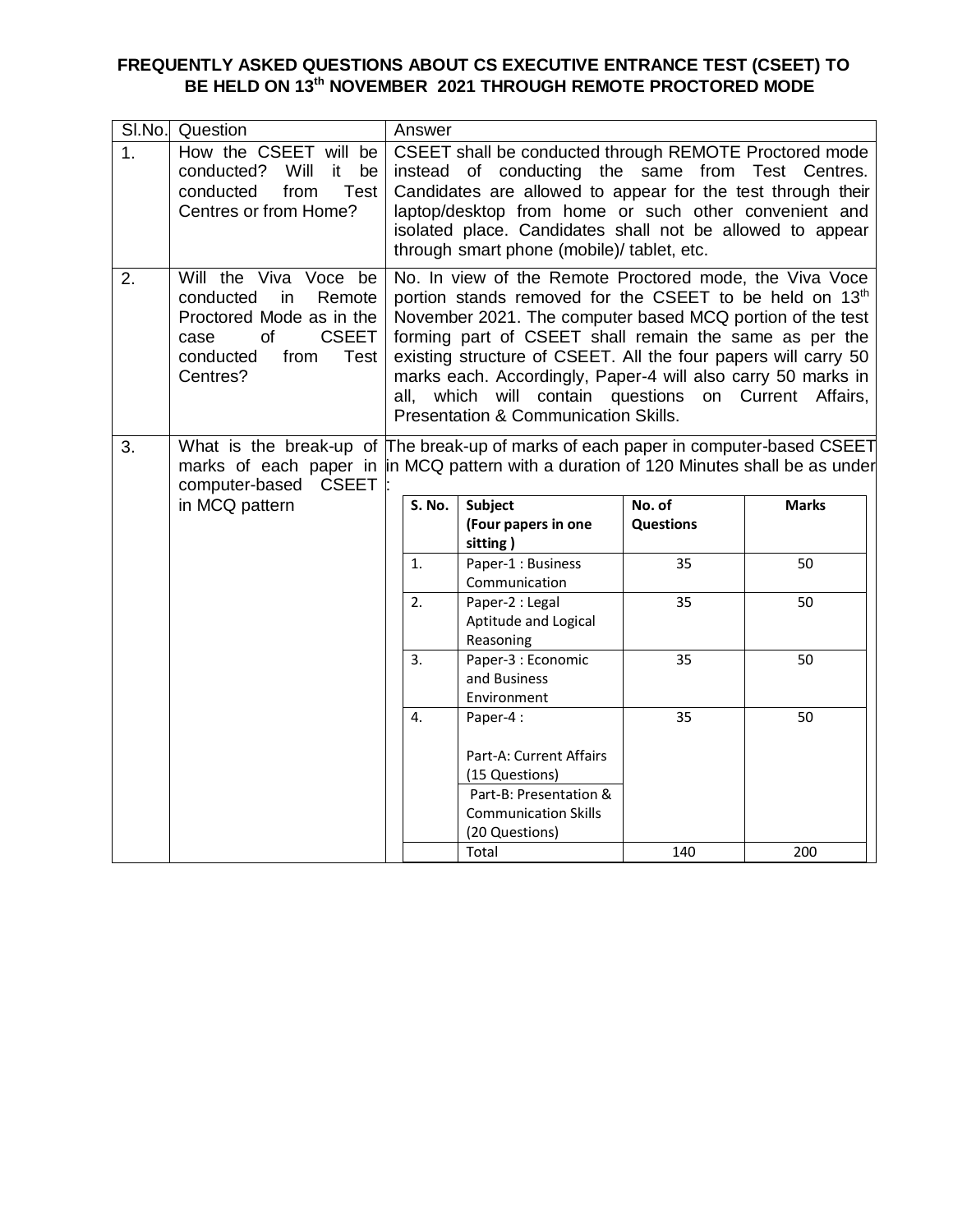# FREQUENTLY ASKED QUESTIONS ABOUT CS EXECUTIVE ENTRANCE TEST (CSEET) TO BE HELD ON 13th NOVEMBER 2021 THROUGH REMOTE PROCTORED MODE

| Sl.No. | Question | Answer |
|---|---|---|
| 1. | How the CSEET will be conducted? Will it be conducted from Test Centres or from Home? | CSEET shall be conducted through REMOTE Proctored mode instead of conducting the same from Test Centres. Candidates are allowed to appear for the test through their laptop/desktop from home or such other convenient and isolated place. Candidates shall not be allowed to appear through smart phone (mobile)/ tablet, etc. |
| 2. | Will the Viva Voce be conducted in Remote Proctored Mode as in the case of CSEET conducted from Test Centres? | No. In view of the Remote Proctored mode, the Viva Voce portion stands removed for the CSEET to be held on 13th November 2021. The computer based MCQ portion of the test forming part of CSEET shall remain the same as per the existing structure of CSEET. All the four papers will carry 50 marks each. Accordingly, Paper-4 will also carry 50 marks in all, which will contain questions on Current Affairs, Presentation & Communication Skills. |
| 3. | What is the break-up of marks of each paper in computer-based CSEET in MCQ pattern | The break-up of marks of each paper in computer-based CSEET in MCQ pattern with a duration of 120 Minutes shall be as under: |

| S. No. | Subject (Four papers in one sitting ) | No. of Questions | Marks |
|---|---|---|---|
| 1. | Paper-1 : Business Communication | 35 | 50 |
| 2. | Paper-2 : Legal Aptitude and Logical Reasoning | 35 | 50 |
| 3. | Paper-3 : Economic and Business Environment | 35 | 50 |
| 4. | Paper-4 : Part-A: Current Affairs (15 Questions) Part-B: Presentation & Communication Skills (20 Questions) | 35 | 50 |
| | Total | 140 | 200 |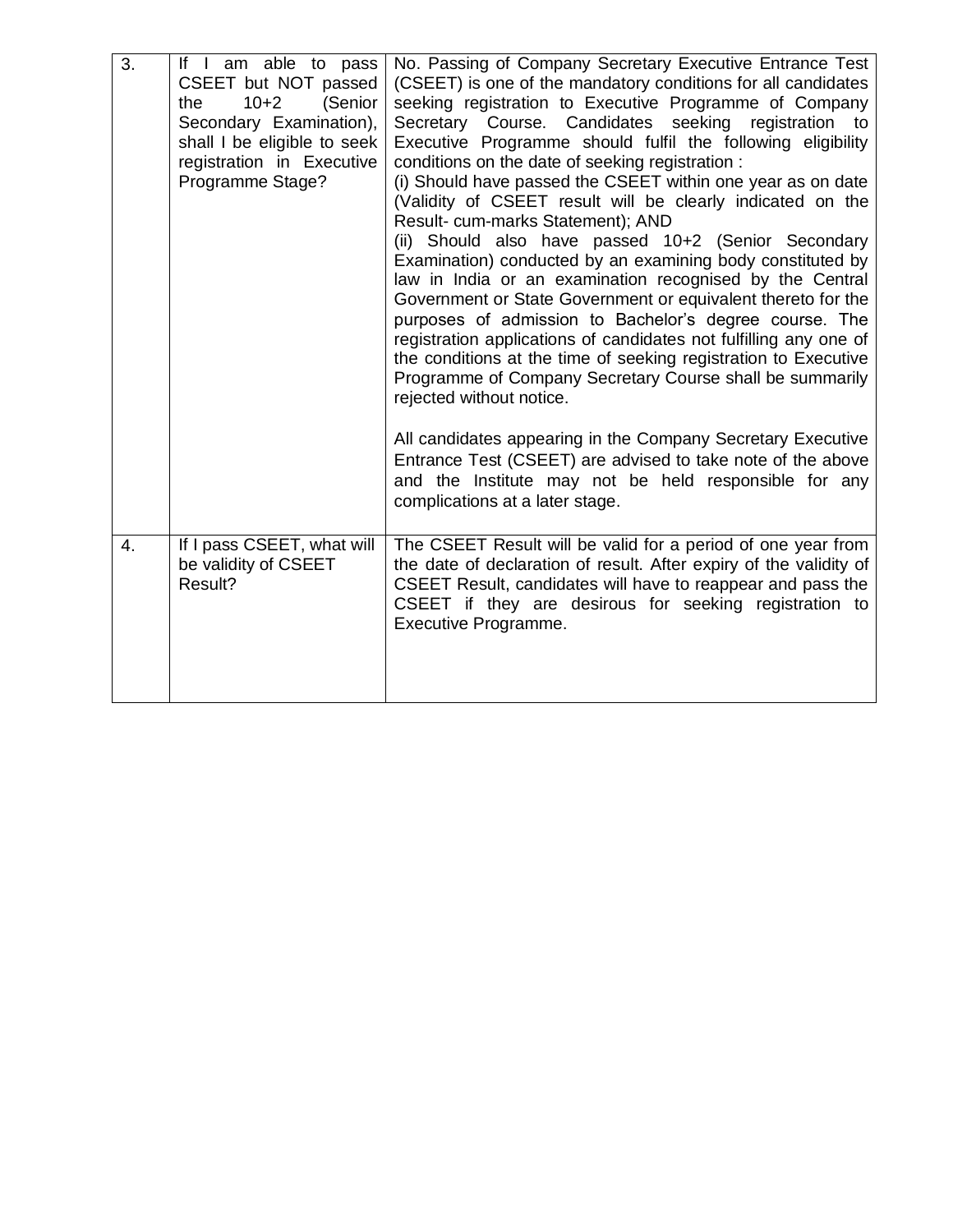| | | |
|---|---|---|
| 3. | If I am able to pass CSEET but NOT passed the 10+2 (Senior Secondary Examination), shall I be eligible to seek registration in Executive Programme Stage? | No. Passing of Company Secretary Executive Entrance Test (CSEET) is one of the mandatory conditions for all candidates seeking registration to Executive Programme of Company Secretary Course. Candidates seeking registration to Executive Programme should fulfil the following eligibility conditions on the date of seeking registration :<br>(i) Should have passed the CSEET within one year as on date (Validity of CSEET result will be clearly indicated on the Result- cum-marks Statement); AND<br>(ii) Should also have passed 10+2 (Senior Secondary Examination) conducted by an examining body constituted by law in India or an examination recognised by the Central Government or State Government or equivalent thereto for the purposes of admission to Bachelor's degree course. The registration applications of candidates not fulfilling any one of the conditions at the time of seeking registration to Executive Programme of Company Secretary Course shall be summarily rejected without notice.<br><br>All candidates appearing in the Company Secretary Executive Entrance Test (CSEET) are advised to take note of the above and the Institute may not be held responsible for any complications at a later stage. |
| 4. | If I pass CSEET, what will be validity of CSEET Result? | The CSEET Result will be valid for a period of one year from the date of declaration of result. After expiry of the validity of CSEET Result, candidates will have to reappear and pass the CSEET if they are desirous for seeking registration to Executive Programme. |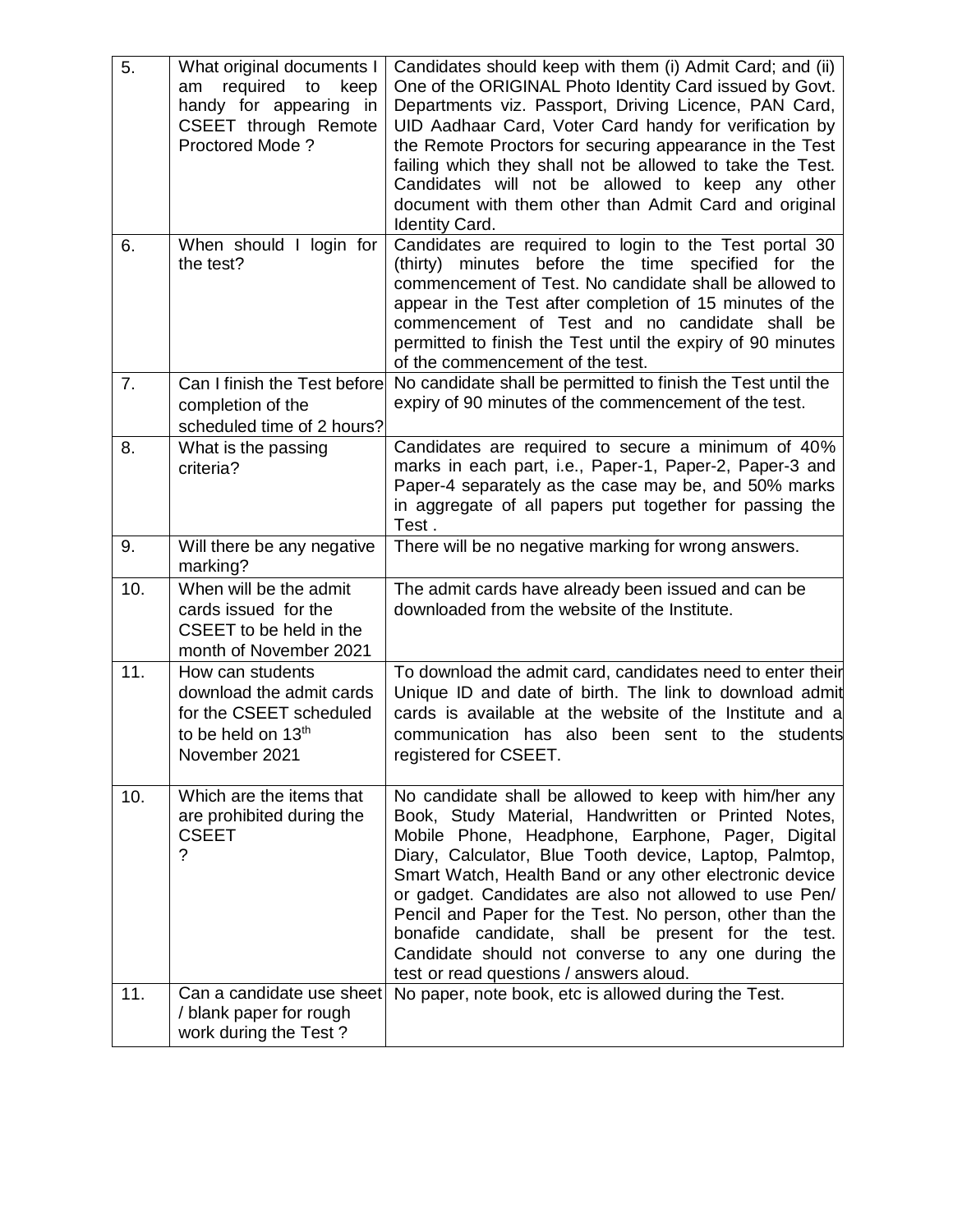| 5. | What original documents I am required to keep handy for appearing in CSEET through Remote Proctored Mode ? | Candidates should keep with them (i) Admit Card; and (ii) One of the ORIGINAL Photo Identity Card issued by Govt. Departments viz. Passport, Driving Licence, PAN Card, UID Aadhaar Card, Voter Card handy for verification by the Remote Proctors for securing appearance in the Test failing which they shall not be allowed to take the Test. Candidates will not be allowed to keep any other document with them other than Admit Card and original Identity Card. |
|---|---|---|
| 6. | When should I login for the test? | Candidates are required to login to the Test portal 30 (thirty) minutes before the time specified for the commencement of Test. No candidate shall be allowed to appear in the Test after completion of 15 minutes of the commencement of Test and no candidate shall be permitted to finish the Test until the expiry of 90 minutes of the commencement of the test. |
| 7. | Can I finish the Test before completion of the scheduled time of 2 hours? | No candidate shall be permitted to finish the Test until the expiry of 90 minutes of the commencement of the test. |
| 8. | What is the passing criteria? | Candidates are required to secure a minimum of 40% marks in each part, i.e., Paper-1, Paper-2, Paper-3 and Paper-4 separately as the case may be, and 50% marks in aggregate of all papers put together for passing the Test . |
| 9. | Will there be any negative marking? | There will be no negative marking for wrong answers. |
| 10. | When will be the admit cards issued for the CSEET to be held in the month of November 2021 | The admit cards have already been issued and can be downloaded from the website of the Institute. |
| 11. | How can students download the admit cards for the CSEET scheduled to be held on 13th November 2021 | To download the admit card, candidates need to enter their Unique ID and date of birth. The link to download admit cards is available at the website of the Institute and a communication has also been sent to the students registered for CSEET. |
| 10. | Which are the items that are prohibited during the CSEET ? | No candidate shall be allowed to keep with him/her any Book, Study Material, Handwritten or Printed Notes, Mobile Phone, Headphone, Earphone, Pager, Digital Diary, Calculator, Blue Tooth device, Laptop, Palmtop, Smart Watch, Health Band or any other electronic device or gadget. Candidates are also not allowed to use Pen/ Pencil and Paper for the Test. No person, other than the bonafide candidate, shall be present for the test. Candidate should not converse to any one during the test or read questions / answers aloud. |
| 11. | Can a candidate use sheet / blank paper for rough work during the Test ? | No paper, note book, etc is allowed during the Test. |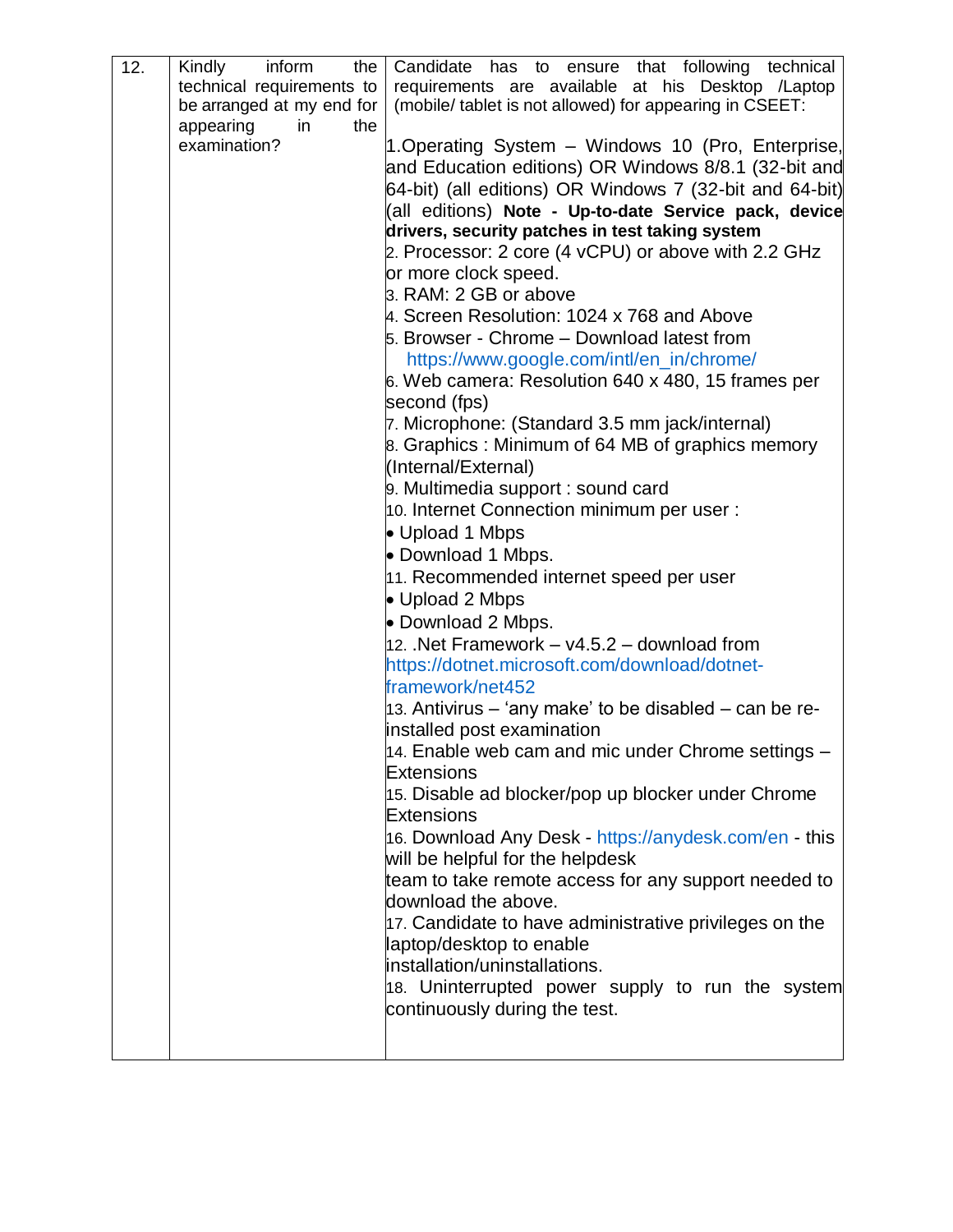| 12. | Kindly inform the technical requirements to be arranged at my end for appearing in the examination? | Candidate has to ensure that following technical requirements are available at his Desktop /Laptop (mobile/ tablet is not allowed) for appearing in CSEET:<br><br>1.Operating System – Windows 10 (Pro, Enterprise, and Education editions) OR Windows 8/8.1 (32-bit and 64-bit) (all editions) OR Windows 7 (32-bit and 64-bit) (all editions) **Note - Up-to-date Service pack, device drivers, security patches in test taking system**<br>2. Processor: 2 core (4 vCPU) or above with 2.2 GHz or more clock speed.<br>3. RAM: 2 GB or above<br>4. Screen Resolution: 1024 x 768 and Above<br>5. Browser - Chrome – Download latest from https://www.google.com/intl/en_in/chrome/<br>6. Web camera: Resolution 640 x 480, 15 frames per second (fps)<br>7. Microphone: (Standard 3.5 mm jack/internal)<br>8. Graphics : Minimum of 64 MB of graphics memory (Internal/External)<br>9. Multimedia support : sound card<br>10. Internet Connection minimum per user :<br>• Upload 1 Mbps<br>• Download 1 Mbps.<br>11. Recommended internet speed per user<br>• Upload 2 Mbps<br>• Download 2 Mbps.<br>12. .Net Framework – v4.5.2 – download from https://dotnet.microsoft.com/download/dotnet-framework/net452<br>13. Antivirus – 'any make' to be disabled – can be re-installed post examination<br>14. Enable web cam and mic under Chrome settings – Extensions<br>15. Disable ad blocker/pop up blocker under Chrome Extensions<br>16. Download Any Desk - https://anydesk.com/en - this will be helpful for the helpdesk team to take remote access for any support needed to download the above.<br>17. Candidate to have administrative privileges on the laptop/desktop to enable installation/uninstallations.<br>18. Uninterrupted power supply to run the system continuously during the test. |
|---|---|---|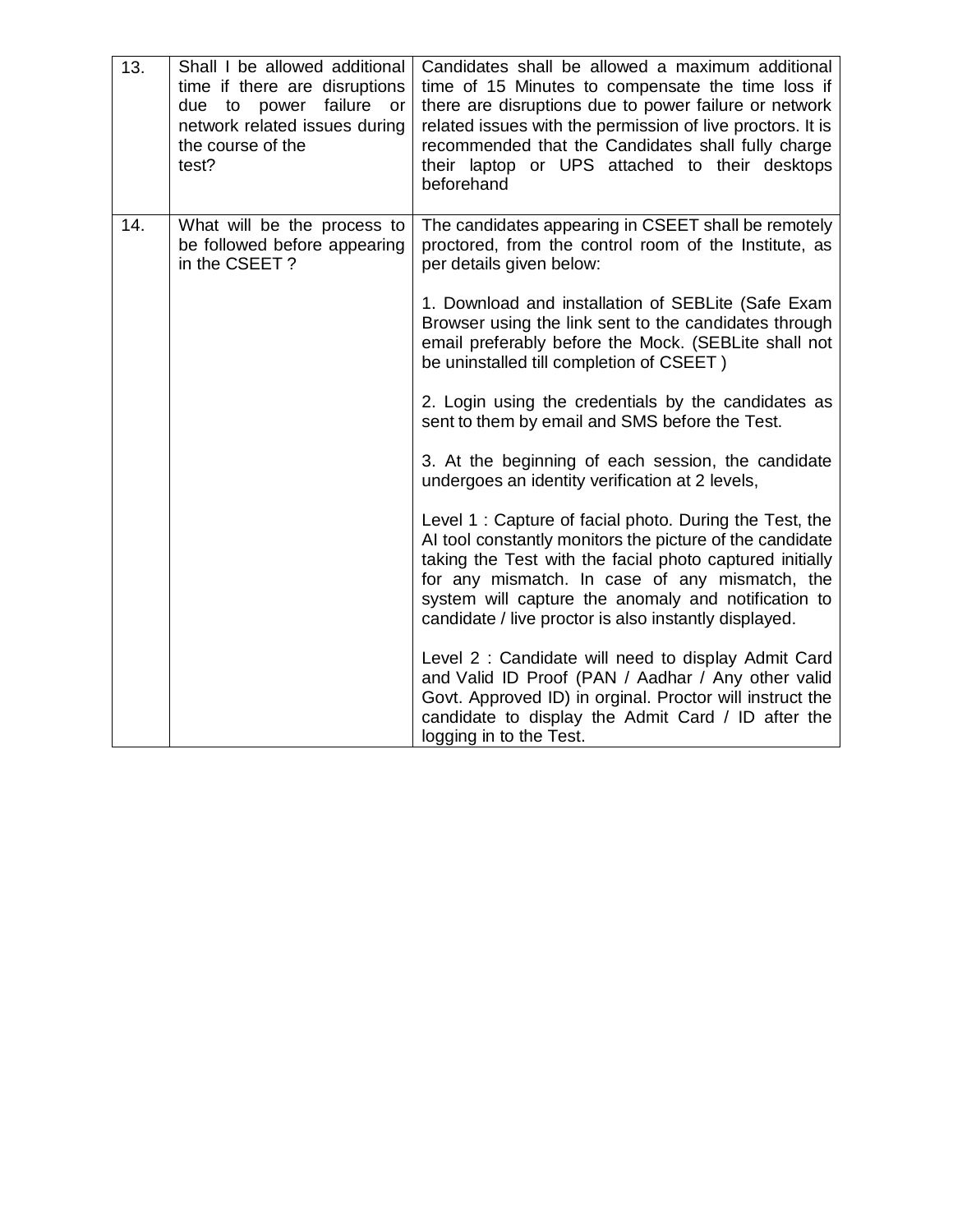| | | |
|---|---|---|
| 13. | Shall I be allowed additional time if there are disruptions due to power failure or network related issues during the course of the test? | Candidates shall be allowed a maximum additional time of 15 Minutes to compensate the time loss if there are disruptions due to power failure or network related issues with the permission of live proctors. It is recommended that the Candidates shall fully charge their laptop or UPS attached to their desktops beforehand |
| 14. | What will be the process to be followed before appearing in the CSEET ? | The candidates appearing in CSEET shall be remotely proctored, from the control room of the Institute, as per details given below:<br><br>1. Download and installation of SEBLite (Safe Exam Browser using the link sent to the candidates through email preferably before the Mock. (SEBLite shall not be uninstalled till completion of CSEET )<br><br>2. Login using the credentials by the candidates as sent to them by email and SMS before the Test.<br><br>3. At the beginning of each session, the candidate undergoes an identity verification at 2 levels,<br><br>Level 1 : Capture of facial photo. During the Test, the AI tool constantly monitors the picture of the candidate taking the Test with the facial photo captured initially for any mismatch. In case of any mismatch, the system will capture the anomaly and notification to candidate / live proctor is also instantly displayed.<br><br>Level 2 : Candidate will need to display Admit Card and Valid ID Proof (PAN / Aadhar / Any other valid Govt. Approved ID) in orginal. Proctor will instruct the candidate to display the Admit Card / ID after the logging in to the Test. |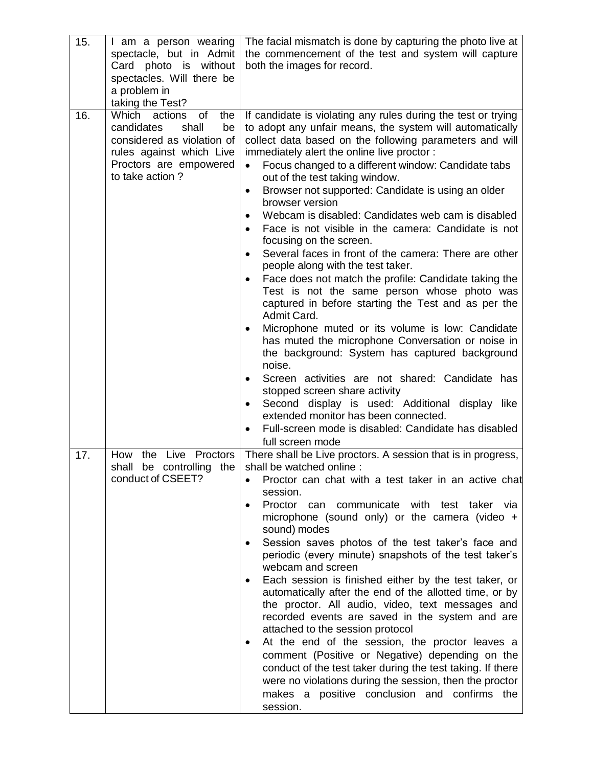| | | |
|---|---|---|
| 15. | I am a person wearing spectacle, but in Admit Card photo is without spectacles. Will there be a problem in taking the Test? | The facial mismatch is done by capturing the photo live at the commencement of the test and system will capture both the images for record. |
| 16. | Which actions of the candidates shall be considered as violation of rules against which Live Proctors are empowered to take action ? | If candidate is violating any rules during the test or trying to adopt any unfair means, the system will automatically collect data based on the following parameters and will immediately alert the online live proctor :<br>• Focus changed to a different window: Candidate tabs out of the test taking window.<br>• Browser not supported: Candidate is using an older browser version<br>• Webcam is disabled: Candidates web cam is disabled<br>• Face is not visible in the camera: Candidate is not focusing on the screen.<br>• Several faces in front of the camera: There are other people along with the test taker.<br>• Face does not match the profile: Candidate taking the Test is not the same person whose photo was captured in before starting the Test and as per the Admit Card.<br>• Microphone muted or its volume is low: Candidate has muted the microphone Conversation or noise in the background: System has captured background noise.<br>• Screen activities are not shared: Candidate has stopped screen share activity<br>• Second display is used: Additional display like extended monitor has been connected.<br>• Full-screen mode is disabled: Candidate has disabled full screen mode |
| 17. | How the Live Proctors shall be controlling the conduct of CSEET? | There shall be Live proctors. A session that is in progress, shall be watched online :<br>• Proctor can chat with a test taker in an active chat session.<br>• Proctor can communicate with test taker via microphone (sound only) or the camera (video + sound) modes<br>• Session saves photos of the test taker's face and periodic (every minute) snapshots of the test taker's webcam and screen<br>• Each session is finished either by the test taker, or automatically after the end of the allotted time, or by the proctor. All audio, video, text messages and recorded events are saved in the system and are attached to the session protocol<br>• At the end of the session, the proctor leaves a comment (Positive or Negative) depending on the conduct of the test taker during the test taking. If there were no violations during the session, then the proctor makes a positive conclusion and confirms the session. |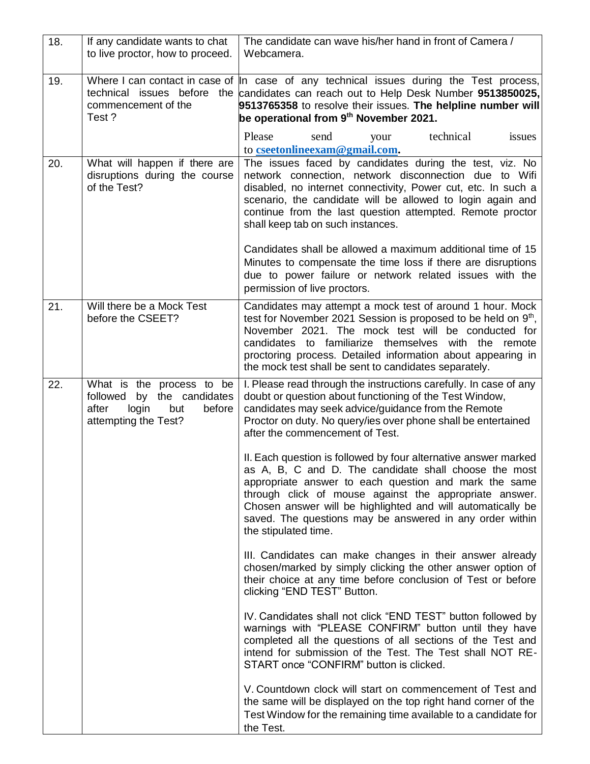| | | |
|---|---|---|
| 18. | If any candidate wants to chat to live proctor, how to proceed. | The candidate can wave his/her hand in front of Camera / Webcamera. |
| 19. | Where I can contact in case of technical issues before the commencement of the Test ? | In case of any technical issues during the Test process, candidates can reach out to Help Desk Number **9513850025, 9513765358** to resolve their issues. **The helpline number will be operational from 9th November 2021.**<br><br>Please send your technical issues to **cseetonlineexam@gmail.com**. |
| 20. | What will happen if there are disruptions during the course of the Test? | The issues faced by candidates during the test, viz. No network connection, network disconnection due to Wifi disabled, no internet connectivity, Power cut, etc. In such a scenario, the candidate will be allowed to login again and continue from the last question attempted. Remote proctor shall keep tab on such instances.<br><br>Candidates shall be allowed a maximum additional time of 15 Minutes to compensate the time loss if there are disruptions due to power failure or network related issues with the permission of live proctors. |
| 21. | Will there be a Mock Test before the CSEET? | Candidates may attempt a mock test of around 1 hour. Mock test for November 2021 Session is proposed to be held on 9th, November 2021. The mock test will be conducted for candidates to familiarize themselves with the remote proctoring process. Detailed information about appearing in the mock test shall be sent to candidates separately. |
| 22. | What is the process to be followed by the candidates after login but before attempting the Test? | I. Please read through the instructions carefully. In case of any doubt or question about functioning of the Test Window, candidates may seek advice/guidance from the Remote Proctor on duty. No query/ies over phone shall be entertained after the commencement of Test.<br><br>II. Each question is followed by four alternative answer marked as A, B, C and D. The candidate shall choose the most appropriate answer to each question and mark the same through click of mouse against the appropriate answer. Chosen answer will be highlighted and will automatically be saved. The questions may be answered in any order within the stipulated time.<br><br>III. Candidates can make changes in their answer already chosen/marked by simply clicking the other answer option of their choice at any time before conclusion of Test or before clicking "END TEST" Button.<br><br>IV. Candidates shall not click "END TEST" button followed by warnings with "PLEASE CONFIRM" button until they have completed all the questions of all sections of the Test and intend for submission of the Test. The Test shall NOT RE-START once "CONFIRM" button is clicked.<br><br>V. Countdown clock will start on commencement of Test and the same will be displayed on the top right hand corner of the Test Window for the remaining time available to a candidate for the Test. |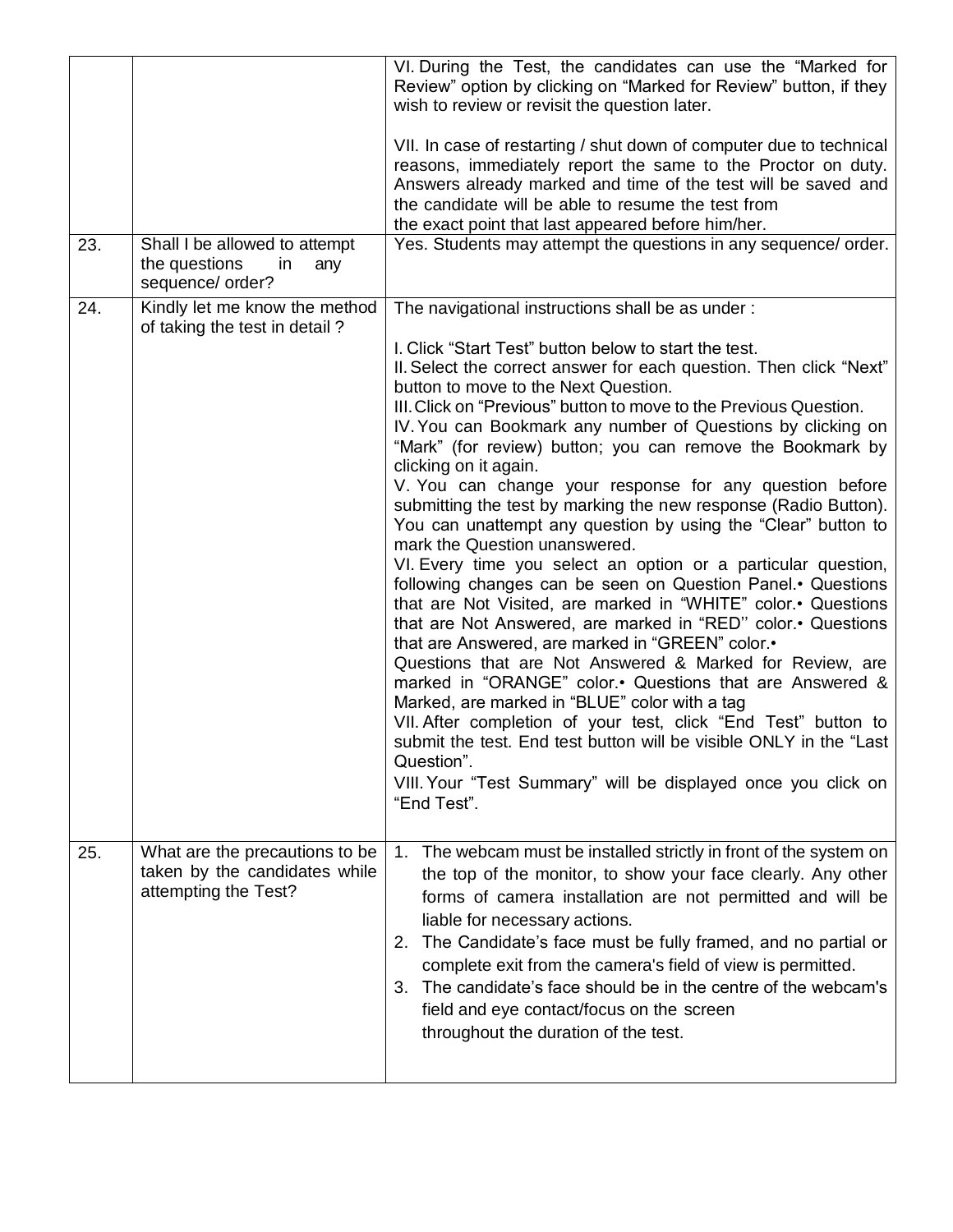| | | |
|---|---|---|
| | | VI. During the Test, the candidates can use the “Marked for Review” option by clicking on “Marked for Review” button, if they wish to review or revisit the question later.<br><br>VII. In case of restarting / shut down of computer due to technical reasons, immediately report the same to the Proctor on duty. Answers already marked and time of the test will be saved and the candidate will be able to resume the test from the exact point that last appeared before him/her. |
| 23. | Shall I be allowed to attempt the questions in any sequence/ order? | Yes. Students may attempt the questions in any sequence/ order. |
| 24. | Kindly let me know the method of taking the test in detail ? | The navigational instructions shall be as under :<br><br>I. Click “Start Test” button below to start the test.<br>II. Select the correct answer for each question. Then click “Next” button to move to the Next Question.<br>III. Click on “Previous” button to move to the Previous Question.<br>IV. You can Bookmark any number of Questions by clicking on “Mark” (for review) button; you can remove the Bookmark by clicking on it again.<br>V. You can change your response for any question before submitting the test by marking the new response (Radio Button). You can unattempt any question by using the “Clear” button to mark the Question unanswered.<br>VI. Every time you select an option or a particular question, following changes can be seen on Question Panel.• Questions that are Not Visited, are marked in “WHITE” color.• Questions that are Not Answered, are marked in “RED’’ color.• Questions that are Answered, are marked in “GREEN” color.•<br>Questions that are Not Answered & Marked for Review, are marked in “ORANGE” color.• Questions that are Answered & Marked, are marked in “BLUE” color with a tag<br>VII. After completion of your test, click “End Test” button to submit the test. End test button will be visible ONLY in the “Last Question”.<br>VIII. Your “Test Summary” will be displayed once you click on “End Test”. |
| 25. | What are the precautions to be taken by the candidates while attempting the Test? | 1. The webcam must be installed strictly in front of the system on the top of the monitor, to show your face clearly. Any other forms of camera installation are not permitted and will be liable for necessary actions.<br>2. The Candidate’s face must be fully framed, and no partial or complete exit from the camera's field of view is permitted.<br>3. The candidate’s face should be in the centre of the webcam's field and eye contact/focus on the screen throughout the duration of the test. |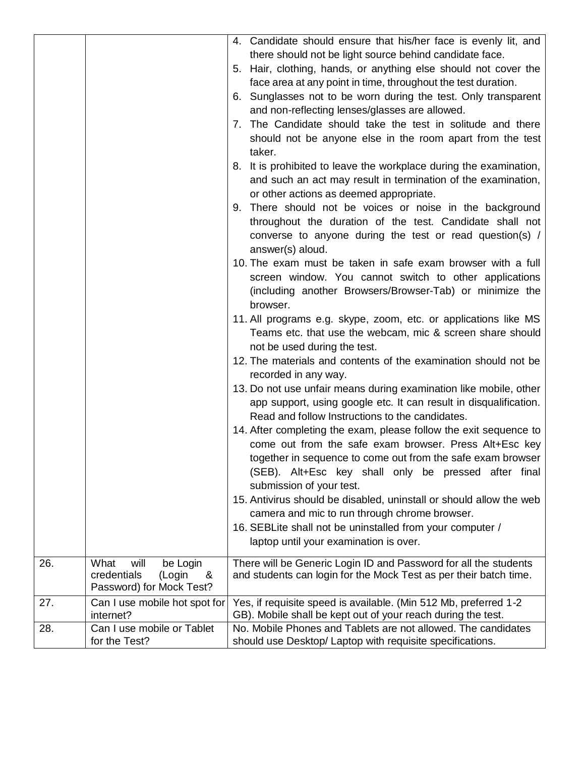| | | |
|---|---|---|
| | | 4. Candidate should ensure that his/her face is evenly lit, and there should not be light source behind candidate face.<br>5. Hair, clothing, hands, or anything else should not cover the face area at any point in time, throughout the test duration.<br>6. Sunglasses not to be worn during the test. Only transparent and non-reflecting lenses/glasses are allowed.<br>7. The Candidate should take the test in solitude and there should not be anyone else in the room apart from the test taker.<br>8. It is prohibited to leave the workplace during the examination, and such an act may result in termination of the examination, or other actions as deemed appropriate.<br>9. There should not be voices or noise in the background throughout the duration of the test. Candidate shall not converse to anyone during the test or read question(s) / answer(s) aloud.<br>10. The exam must be taken in safe exam browser with a full screen window. You cannot switch to other applications (including another Browsers/Browser-Tab) or minimize the browser.<br>11. All programs e.g. skype, zoom, etc. or applications like MS Teams etc. that use the webcam, mic & screen share should not be used during the test.<br>12. The materials and contents of the examination should not be recorded in any way.<br>13. Do not use unfair means during examination like mobile, other app support, using google etc. It can result in disqualification. Read and follow Instructions to the candidates.<br>14. After completing the exam, please follow the exit sequence to come out from the safe exam browser. Press Alt+Esc key together in sequence to come out from the safe exam browser (SEB). Alt+Esc key shall only be pressed after final submission of your test.<br>15. Antivirus should be disabled, uninstall or should allow the web camera and mic to run through chrome browser.<br>16. SEBLite shall not be uninstalled from your computer / laptop until your examination is over. |
| 26. | What will be Login credentials (Login & Password) for Mock Test? | There will be Generic Login ID and Password for all the students and students can login for the Mock Test as per their batch time. |
| 27. | Can I use mobile hot spot for internet? | Yes, if requisite speed is available. (Min 512 Mb, preferred 1-2 GB). Mobile shall be kept out of your reach during the test. |
| 28. | Can I use mobile or Tablet for the Test? | No. Mobile Phones and Tablets are not allowed. The candidates should use Desktop/ Laptop with requisite specifications. |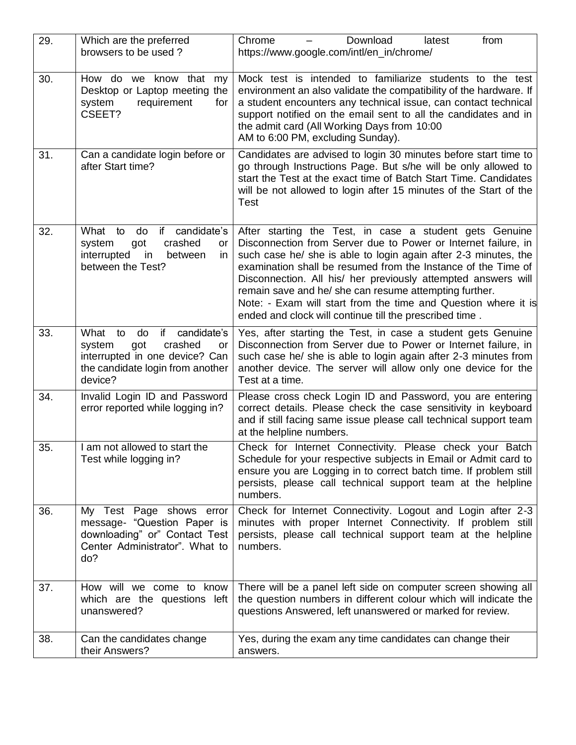| 29. | Which are the preferred browsers to be used ? | Chrome – Download latest from https://www.google.com/intl/en_in/chrome/ |
|---|---|---|
| 30. | How do we know that my Desktop or Laptop meeting the system requirement for CSEET? | Mock test is intended to familiarize students to the test environment an also validate the compatibility of the hardware. If a student encounters any technical issue, can contact technical support notified on the email sent to all the candidates and in the admit card (All Working Days from 10:00 AM to 6:00 PM, excluding Sunday). |
| 31. | Can a candidate login before or after Start time? | Candidates are advised to login 30 minutes before start time to go through Instructions Page. But s/he will be only allowed to start the Test at the exact time of Batch Start Time. Candidates will be not allowed to login after 15 minutes of the Start of the Test |
| 32. | What to do if candidate's system got crashed or interrupted in between in between the Test? | After starting the Test, in case a student gets Genuine Disconnection from Server due to Power or Internet failure, in such case he/ she is able to login again after 2-3 minutes, the examination shall be resumed from the Instance of the Time of Disconnection. All his/ her previously attempted answers will remain save and he/ she can resume attempting further.<br>Note: - Exam will start from the time and Question where it is ended and clock will continue till the prescribed time . |
| 33. | What to do if candidate's system got crashed or interrupted in one device? Can the candidate login from another device? | Yes, after starting the Test, in case a student gets Genuine Disconnection from Server due to Power or Internet failure, in such case he/ she is able to login again after 2-3 minutes from another device. The server will allow only one device for the Test at a time. |
| 34. | Invalid Login ID and Password error reported while logging in? | Please cross check Login ID and Password, you are entering correct details. Please check the case sensitivity in keyboard and if still facing same issue please call technical support team at the helpline numbers. |
| 35. | I am not allowed to start the Test while logging in? | Check for Internet Connectivity. Please check your Batch Schedule for your respective subjects in Email or Admit card to ensure you are Logging in to correct batch time. If problem still persists, please call technical support team at the helpline numbers. |
| 36. | My Test Page shows error message- "Question Paper is downloading" or" Contact Test Center Administrator". What to do? | Check for Internet Connectivity. Logout and Login after 2-3 minutes with proper Internet Connectivity. If problem still persists, please call technical support team at the helpline numbers. |
| 37. | How will we come to know which are the questions left unanswered? | There will be a panel left side on computer screen showing all the question numbers in different colour which will indicate the questions Answered, left unanswered or marked for review. |
| 38. | Can the candidates change their Answers? | Yes, during the exam any time candidates can change their answers. |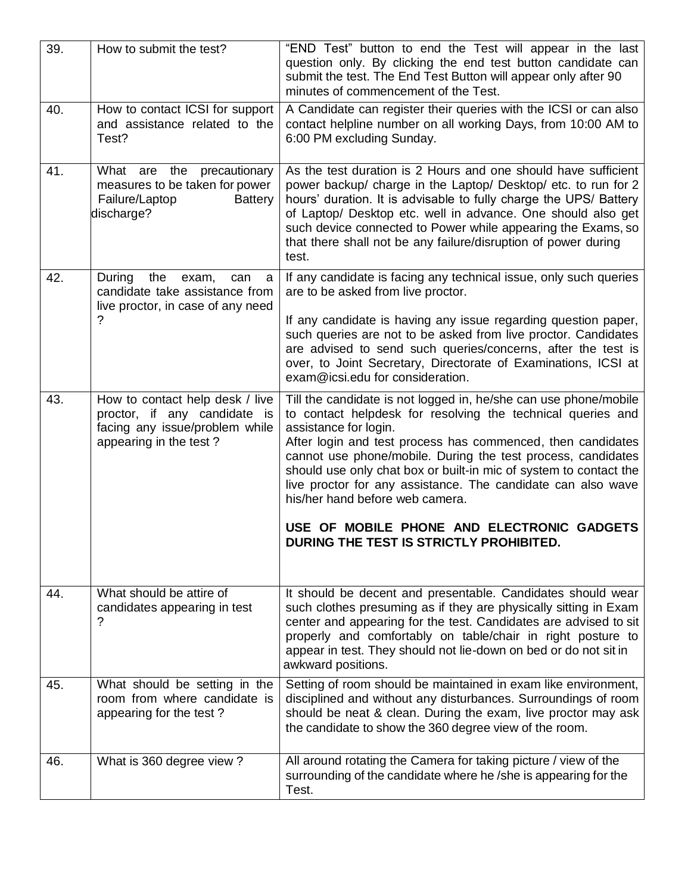| 39. | How to submit the test? | "END Test" button to end the Test will appear in the last question only. By clicking the end test button candidate can submit the test. The End Test Button will appear only after 90 minutes of commencement of the Test. |
|---|---|---|
| 40. | How to contact ICSI for support and assistance related to the Test? | A Candidate can register their queries with the ICSI or can also contact helpline number on all working Days, from 10:00 AM to 6:00 PM excluding Sunday. |
| 41. | What are the precautionary measures to be taken for power Failure/Laptop Battery discharge? | As the test duration is 2 Hours and one should have sufficient power backup/ charge in the Laptop/ Desktop/ etc. to run for 2 hours' duration. It is advisable to fully charge the UPS/ Battery of Laptop/ Desktop etc. well in advance. One should also get such device connected to Power while appearing the Exams, so that there shall not be any failure/disruption of power during test. |
| 42. | During the exam, can a candidate take assistance from live proctor, in case of any need ? | If any candidate is facing any technical issue, only such queries are to be asked from live proctor.<br><br>If any candidate is having any issue regarding question paper, such queries are not to be asked from live proctor. Candidates are advised to send such queries/concerns, after the test is over, to Joint Secretary, Directorate of Examinations, ICSI at exam@icsi.edu for consideration. |
| 43. | How to contact help desk / live proctor, if any candidate is facing any issue/problem while appearing in the test ? | Till the candidate is not logged in, he/she can use phone/mobile to contact helpdesk for resolving the technical queries and assistance for login.<br>After login and test process has commenced, then candidates cannot use phone/mobile. During the test process, candidates should use only chat box or built-in mic of system to contact the live proctor for any assistance. The candidate can also wave his/her hand before web camera.<br><br>**USE OF MOBILE PHONE AND ELECTRONIC GADGETS DURING THE TEST IS STRICTLY PROHIBITED.** |
| 44. | What should be attire of candidates appearing in test ? | It should be decent and presentable. Candidates should wear such clothes presuming as if they are physically sitting in Exam center and appearing for the test. Candidates are advised to sit properly and comfortably on table/chair in right posture to appear in test. They should not lie-down on bed or do not sit in awkward positions. |
| 45. | What should be setting in the room from where candidate is appearing for the test ? | Setting of room should be maintained in exam like environment, disciplined and without any disturbances. Surroundings of room should be neat & clean. During the exam, live proctor may ask the candidate to show the 360 degree view of the room. |
| 46. | What is 360 degree view ? | All around rotating the Camera for taking picture / view of the surrounding of the candidate where he /she is appearing for the Test. |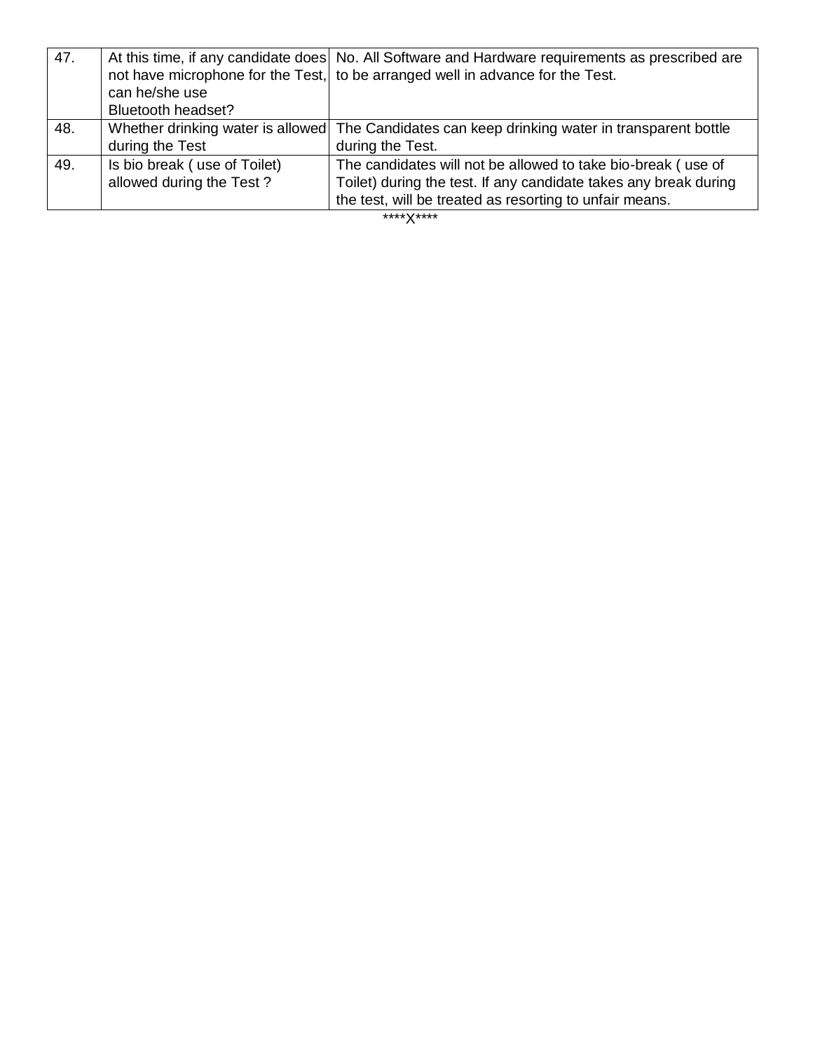| | | |
|---|---|---|
| 47. | At this time, if any candidate does not have microphone for the Test, can he/she use Bluetooth headset? | No. All Software and Hardware requirements as prescribed are to be arranged well in advance for the Test. |
| 48. | Whether drinking water is allowed during the Test | The Candidates can keep drinking water in transparent bottle during the Test. |
| 49. | Is bio break ( use of Toilet) allowed during the Test ? | The candidates will not be allowed to take bio-break ( use of Toilet) during the test. If any candidate takes any break during the test, will be treated as resorting to unfair means. |

****X****